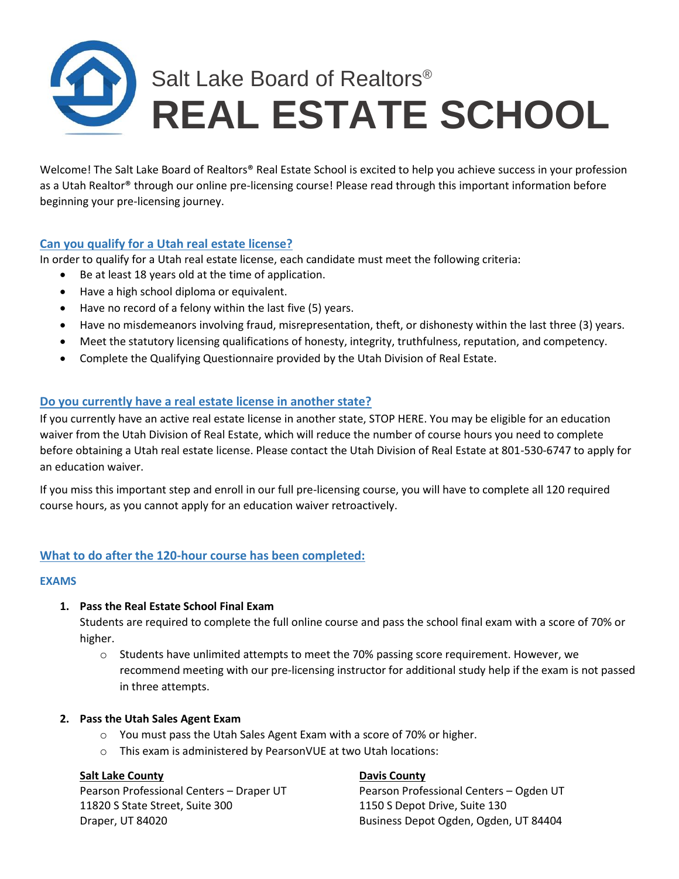# Salt Lake Board of Realtors®
# REAL ESTATE SCHOOL

Welcome! The Salt Lake Board of Realtors® Real Estate School is excited to help you achieve success in your profession as a Utah Realtor® through our online pre-licensing course! Please read through this important information before beginning your pre-licensing journey.

## Can you qualify for a Utah real estate license?

In order to qualify for a Utah real estate license, each candidate must meet the following criteria:

- Be at least 18 years old at the time of application.
- Have a high school diploma or equivalent.
- Have no record of a felony within the last five (5) years.
- Have no misdemeanors involving fraud, misrepresentation, theft, or dishonesty within the last three (3) years.
- Meet the statutory licensing qualifications of honesty, integrity, truthfulness, reputation, and competency.
- Complete the Qualifying Questionnaire provided by the Utah Division of Real Estate.

## Do you currently have a real estate license in another state?

If you currently have an active real estate license in another state, STOP HERE. You may be eligible for an education waiver from the Utah Division of Real Estate, which will reduce the number of course hours you need to complete before obtaining a Utah real estate license. Please contact the Utah Division of Real Estate at 801-530-6747 to apply for an education waiver.

If you miss this important step and enroll in our full pre-licensing course, you will have to complete all 120 required course hours, as you cannot apply for an education waiver retroactively.

## What to do after the 120-hour course has been completed:

### EXAMS

1. **Pass the Real Estate School Final Exam**
   Students are required to complete the full online course and pass the school final exam with a score of 70% or higher.
   - Students have unlimited attempts to meet the 70% passing score requirement. However, we recommend meeting with our pre-licensing instructor for additional study help if the exam is not passed in three attempts.

2. **Pass the Utah Sales Agent Exam**
   - You must pass the Utah Sales Agent Exam with a score of 70% or higher.
   - This exam is administered by PearsonVUE at two Utah locations:

**Salt Lake County**
Pearson Professional Centers – Draper UT
11820 S State Street, Suite 300
Draper, UT 84020

**Davis County**
Pearson Professional Centers – Ogden UT
1150 S Depot Drive, Suite 130
Business Depot Ogden, Ogden, UT 84404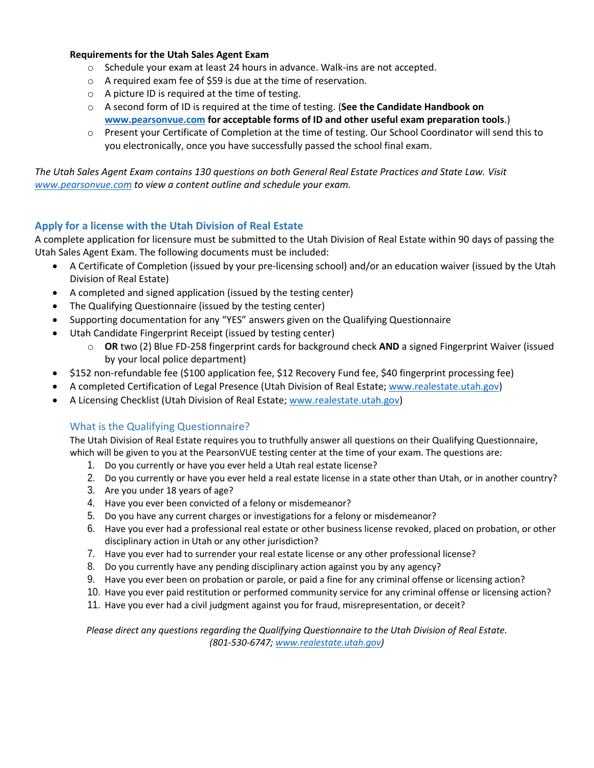**Requirements for the Utah Sales Agent Exam**

- Schedule your exam at least 24 hours in advance. Walk-ins are not accepted.
- A required exam fee of $59 is due at the time of reservation.
- A picture ID is required at the time of testing.
- A second form of ID is required at the time of testing. (**See the Candidate Handbook on [www.pearsonvue.com](http://www.pearsonvue.com) for acceptable forms of ID and other useful exam preparation tools**.)
- Present your Certificate of Completion at the time of testing. Our School Coordinator will send this to you electronically, once you have successfully passed the school final exam.

*The Utah Sales Agent Exam contains 130 questions on both General Real Estate Practices and State Law. Visit [www.pearsonvue.com](http://www.pearsonvue.com) to view a content outline and schedule your exam.*

## Apply for a license with the Utah Division of Real Estate

A complete application for licensure must be submitted to the Utah Division of Real Estate within 90 days of passing the Utah Sales Agent Exam. The following documents must be included:

- A Certificate of Completion (issued by your pre-licensing school) and/or an education waiver (issued by the Utah Division of Real Estate)
- A completed and signed application (issued by the testing center)
- The Qualifying Questionnaire (issued by the testing center)
- Supporting documentation for any "YES" answers given on the Qualifying Questionnaire
- Utah Candidate Fingerprint Receipt (issued by testing center)
  - **OR** two (2) Blue FD-258 fingerprint cards for background check **AND** a signed Fingerprint Waiver (issued by your local police department)
- $152 non-refundable fee ($100 application fee, $12 Recovery Fund fee, $40 fingerprint processing fee)
- A completed Certification of Legal Presence (Utah Division of Real Estate; [www.realestate.utah.gov](http://www.realestate.utah.gov))
- A Licensing Checklist (Utah Division of Real Estate; [www.realestate.utah.gov](http://www.realestate.utah.gov))

### What is the Qualifying Questionnaire?

The Utah Division of Real Estate requires you to truthfully answer all questions on their Qualifying Questionnaire, which will be given to you at the PearsonVUE testing center at the time of your exam. The questions are:

1. Do you currently or have you ever held a Utah real estate license?
2. Do you currently or have you ever held a real estate license in a state other than Utah, or in another country?
3. Are you under 18 years of age?
4. Have you ever been convicted of a felony or misdemeanor?
5. Do you have any current charges or investigations for a felony or misdemeanor?
6. Have you ever had a professional real estate or other business license revoked, placed on probation, or other disciplinary action in Utah or any other jurisdiction?
7. Have you ever had to surrender your real estate license or any other professional license?
8. Do you currently have any pending disciplinary action against you by any agency?
9. Have you ever been on probation or parole, or paid a fine for any criminal offense or licensing action?
10. Have you ever paid restitution or performed community service for any criminal offense or licensing action?
11. Have you ever had a civil judgment against you for fraud, misrepresentation, or deceit?

*Please direct any questions regarding the Qualifying Questionnaire to the Utah Division of Real Estate. (801-530-6747; [www.realestate.utah.gov](http://www.realestate.utah.gov))*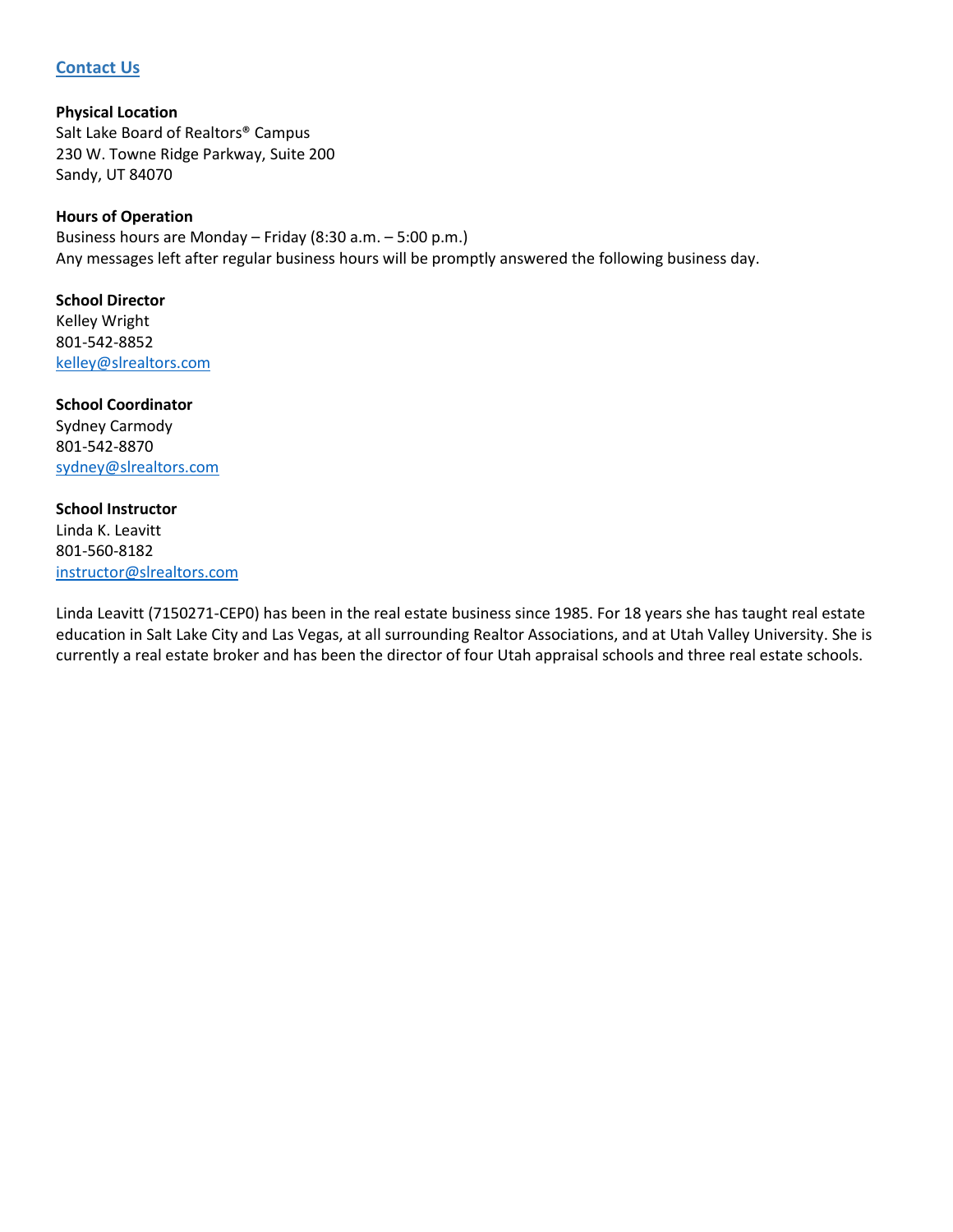## Contact Us

**Physical Location**
Salt Lake Board of Realtors® Campus
230 W. Towne Ridge Parkway, Suite 200
Sandy, UT 84070

**Hours of Operation**
Business hours are Monday – Friday (8:30 a.m. – 5:00 p.m.)
Any messages left after regular business hours will be promptly answered the following business day.

**School Director**
Kelley Wright
801-542-8852
kelley@slrealtors.com

**School Coordinator**
Sydney Carmody
801-542-8870
sydney@slrealtors.com

**School Instructor**
Linda K. Leavitt
801-560-8182
instructor@slrealtors.com

Linda Leavitt (7150271-CEP0) has been in the real estate business since 1985. For 18 years she has taught real estate education in Salt Lake City and Las Vegas, at all surrounding Realtor Associations, and at Utah Valley University. She is currently a real estate broker and has been the director of four Utah appraisal schools and three real estate schools.